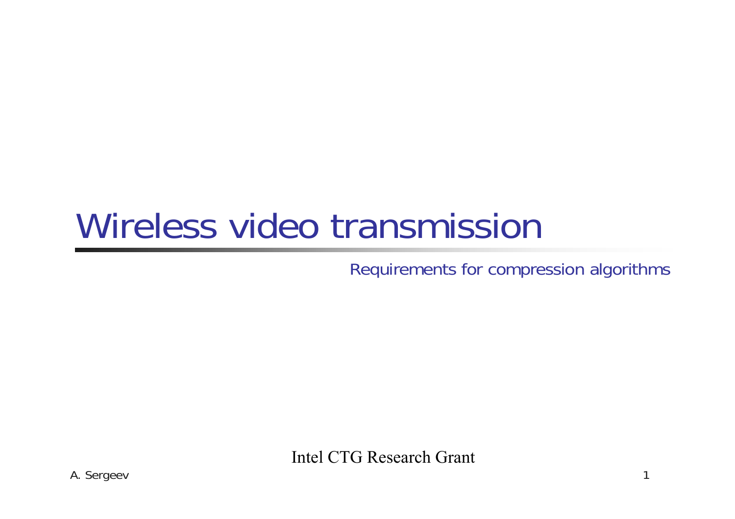# Wireless video transmission

## Requirements for compression algorithms

Intel CTG Research Grant

A. Sergeev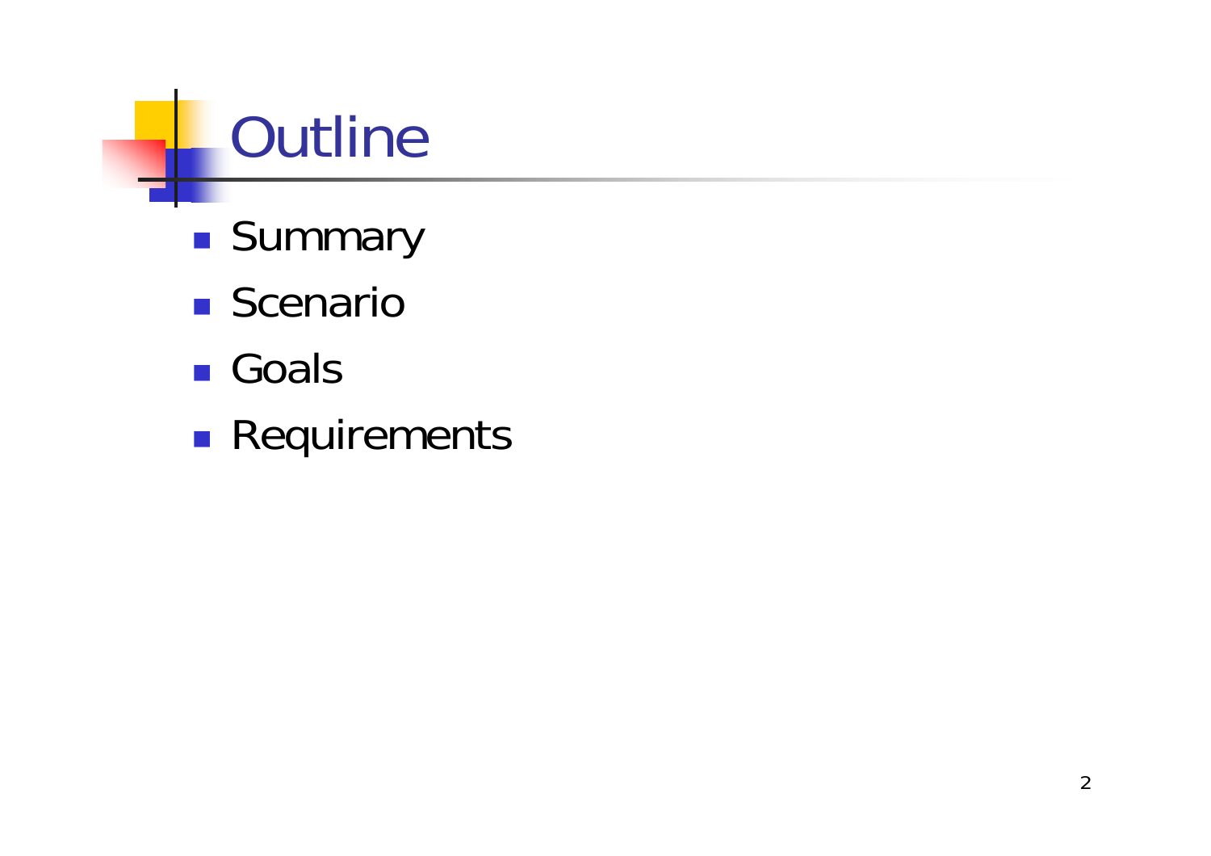# Outline

- Summary
- Scenario
- Goals
- Requirements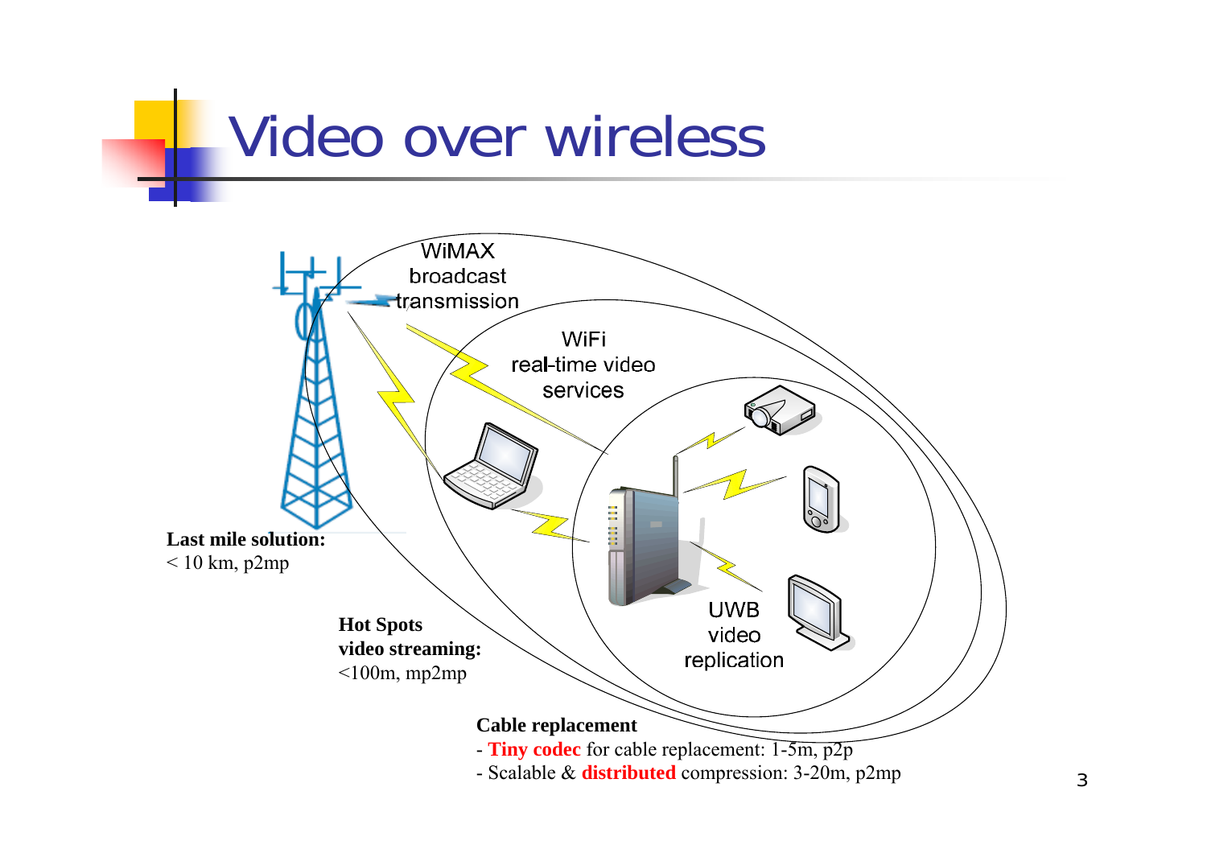# Video over wireless

WiMAX broadcast transmission

WiFi real-time video services

UWB video replication

**Last mile solution:**
< 10 km, p2mp

**Hot Spots video streaming:**
<100m, mp2mp

**Cable replacement**
- **Tiny codec** for cable replacement: 1-5m, p2p
- Scalable & **distributed** compression: 3-20m, p2mp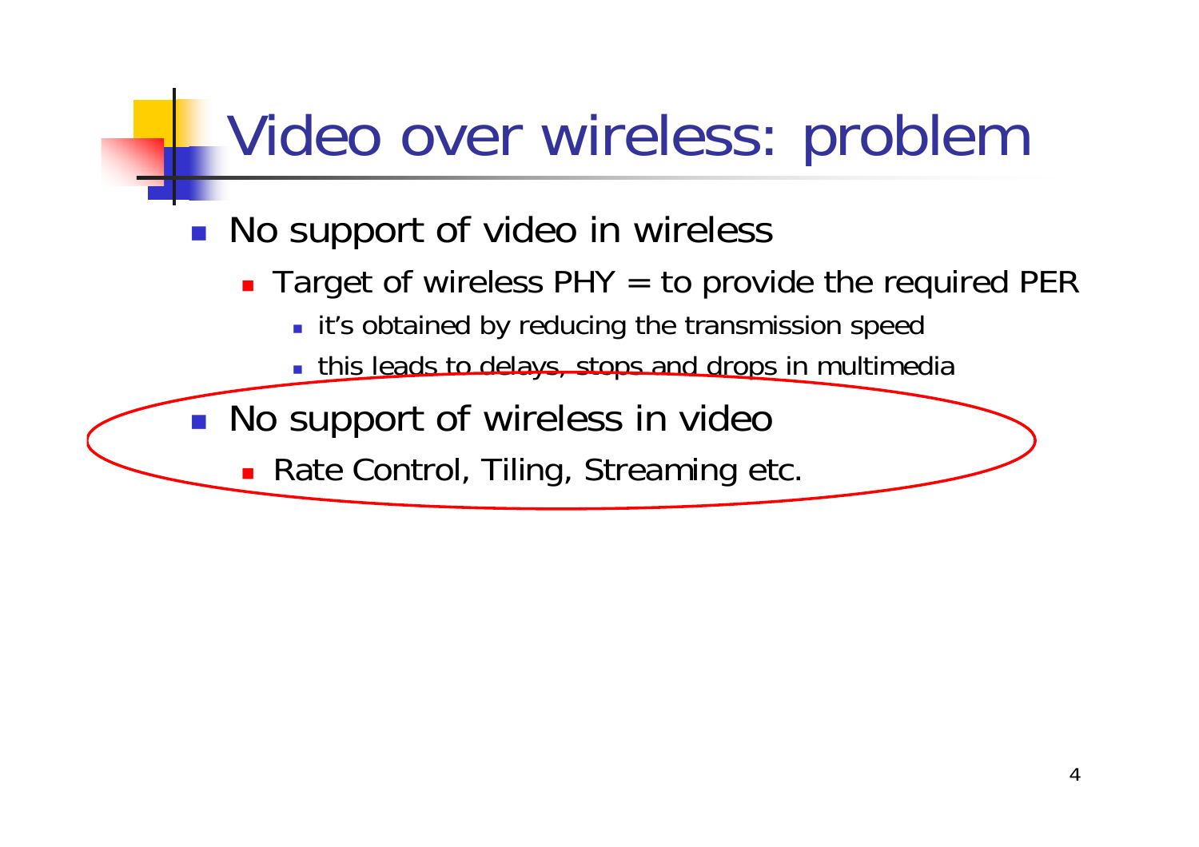# Video over wireless: problem

- No support of video in wireless
  - Target of wireless PHY = to provide the required PER
    - it's obtained by reducing the transmission speed
    - this leads to delays, stops and drops in multimedia
- No support of wireless in video
  - Rate Control, Tiling, Streaming etc.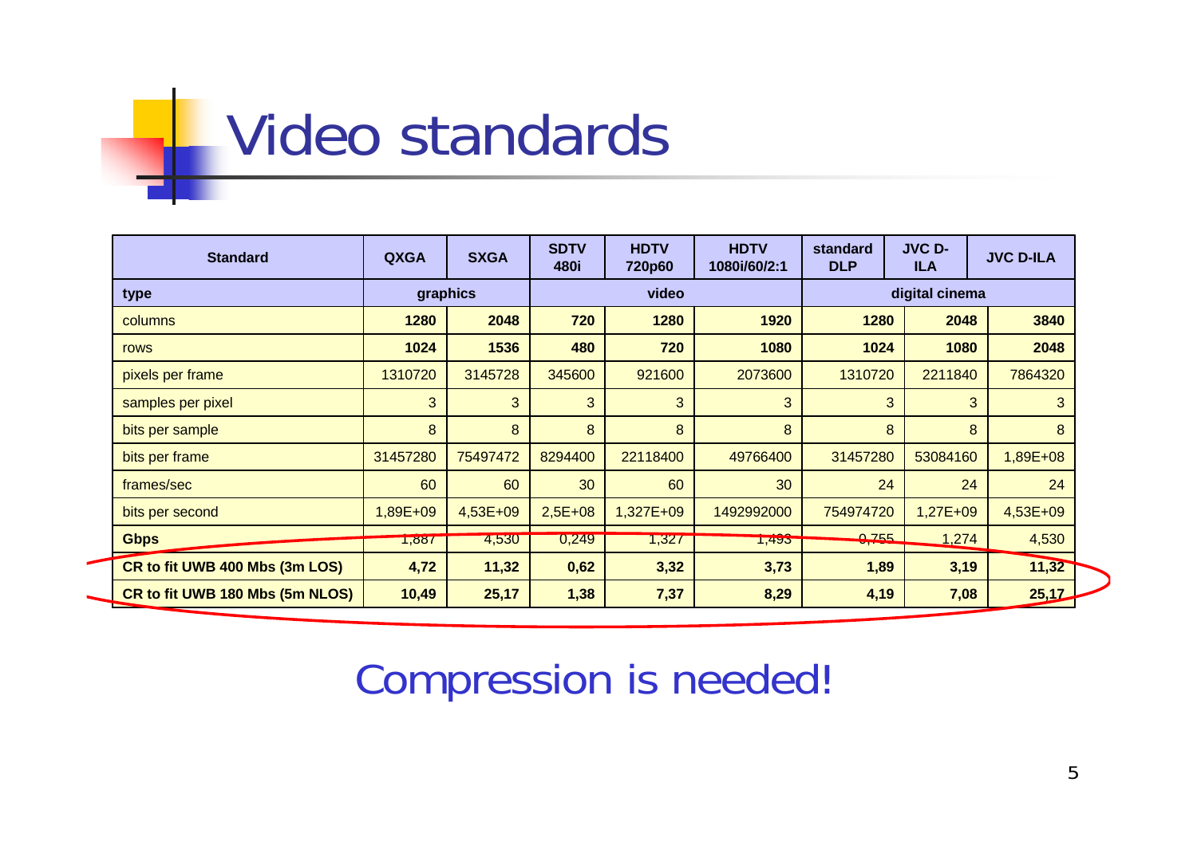# Video standards

| Standard | QXGA | SXGA | SDTV 480i | HDTV 720p60 | HDTV 1080i/60/2:1 | standard DLP | JVC D-ILA | JVC D-ILA |
|---|---|---|---|---|---|---|---|---|
| type | graphics | | video | | | digital cinema | | |
| columns | 1280 | 2048 | 720 | 1280 | 1920 | 1280 | 2048 | 3840 |
| rows | 1024 | 1536 | 480 | 720 | 1080 | 1024 | 1080 | 2048 |
| pixels per frame | 1310720 | 3145728 | 345600 | 921600 | 2073600 | 1310720 | 2211840 | 7864320 |
| samples per pixel | 3 | 3 | 3 | 3 | 3 | 3 | 3 | 3 |
| bits per sample | 8 | 8 | 8 | 8 | 8 | 8 | 8 | 8 |
| bits per frame | 31457280 | 75497472 | 8294400 | 22118400 | 49766400 | 31457280 | 53084160 | 1,89E+08 |
| frames/sec | 60 | 60 | 30 | 60 | 30 | 24 | 24 | 24 |
| bits per second | 1,89E+09 | 4,53E+09 | 2,5E+08 | 1,327E+09 | 1492992000 | 754974720 | 1,27E+09 | 4,53E+09 |
| **Gbps** | 1,887 | 4,530 | 0,249 | 1,327 | 1,493 | 0,755 | 1,274 | 4,530 |
| **CR to fit UWB 400 Mbs (3m LOS)** | **4,72** | **11,32** | **0,62** | **3,32** | **3,73** | **1,89** | **3,19** | **11,32** |
| **CR to fit UWB 180 Mbs (5m NLOS)** | **10,49** | **25,17** | **1,38** | **7,37** | **8,29** | **4,19** | **7,08** | **25,17** |

Compression is needed!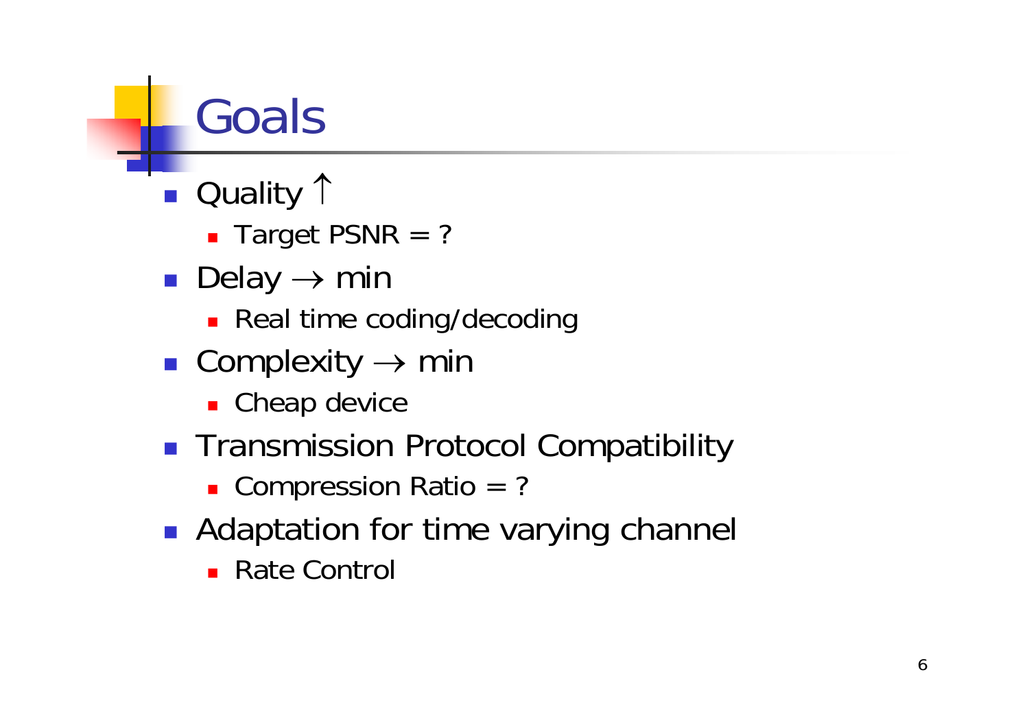# Goals

- Quality $\uparrow$
  - Target PSNR = ?
- Delay $\rightarrow$ min
  - Real time coding/decoding
- Complexity $\rightarrow$ min
  - Cheap device
- Transmission Protocol Compatibility
  - Compression Ratio = ?
- Adaptation for time varying channel
  - Rate Control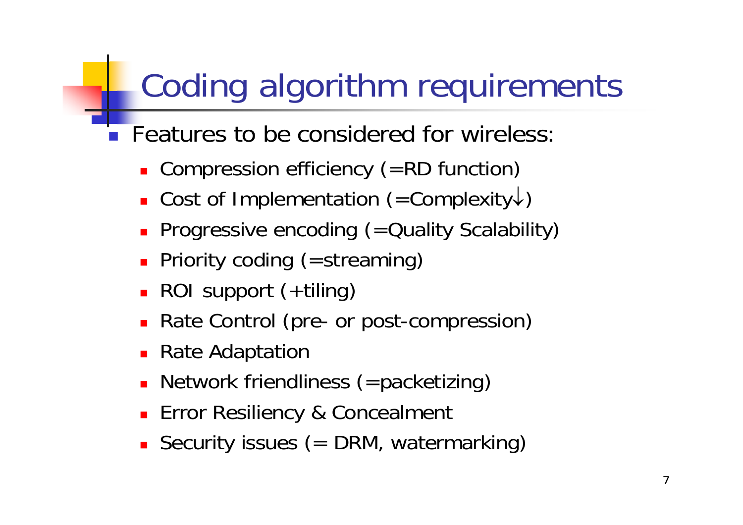# Coding algorithm requirements

- Features to be considered for wireless:
  - Compression efficiency (=RD function)
  - Cost of Implementation (=Complexity↓)
  - Progressive encoding (=Quality Scalability)
  - Priority coding (=streaming)
  - ROI support (+tiling)
  - Rate Control (pre- or post-compression)
  - Rate Adaptation
  - Network friendliness (=packetizing)
  - Error Resiliency & Concealment
  - Security issues (= DRM, watermarking)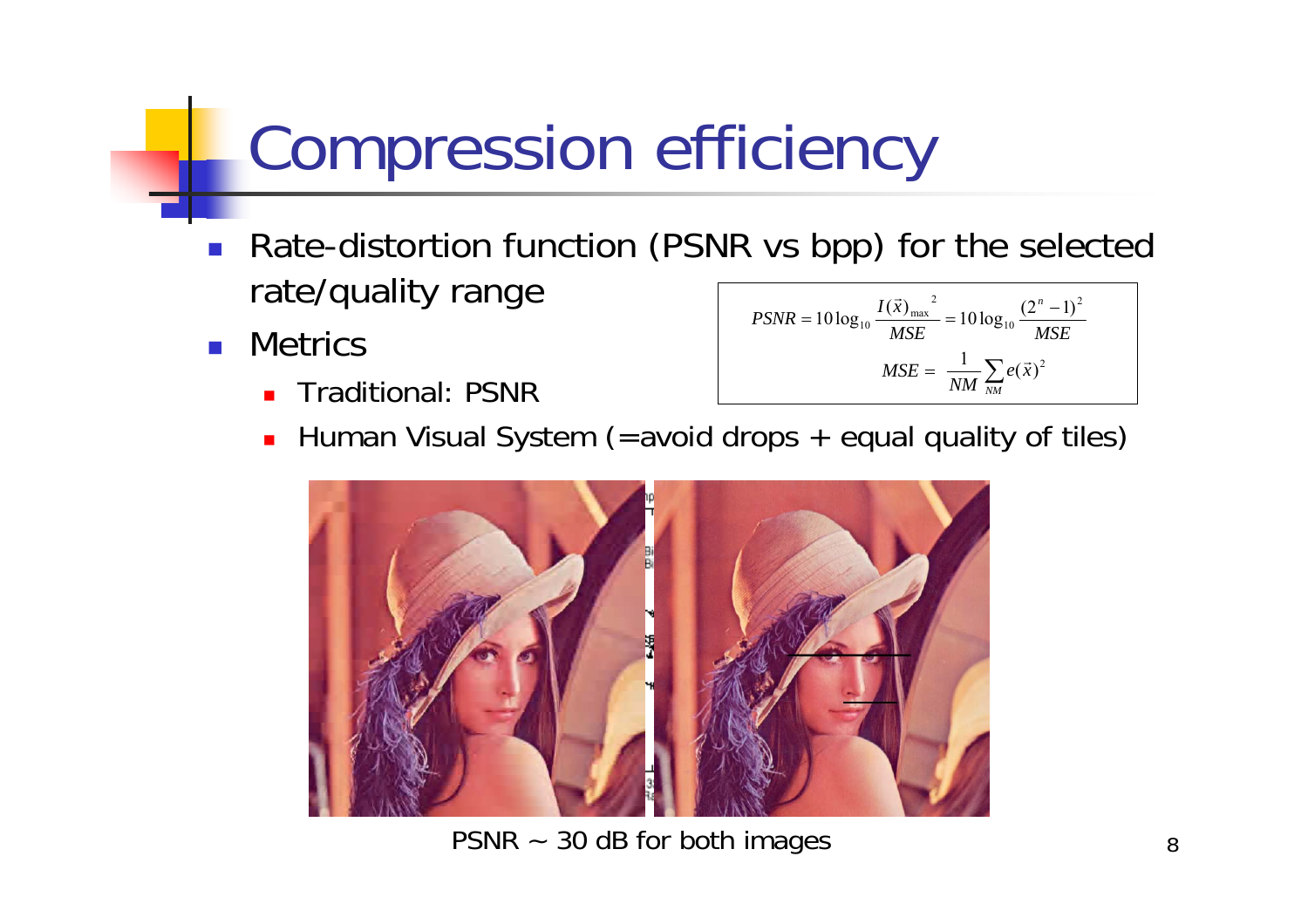# Compression efficiency

- Rate-distortion function (PSNR vs bpp) for the selected rate/quality range
- Metrics
  - Traditional: PSNR
  - Human Visual System (=avoid drops + equal quality of tiles)

$$PSNR = 10\log_{10}\frac{I(\vec{x})_{\max}^{2}}{MSE} = 10\log_{10}\frac{(2^{n}-1)^{2}}{MSE}$$

$$MSE = \frac{1}{NM}\sum_{NM} e(\vec{x})^{2}$$

PSNR ~ 30 dB for both images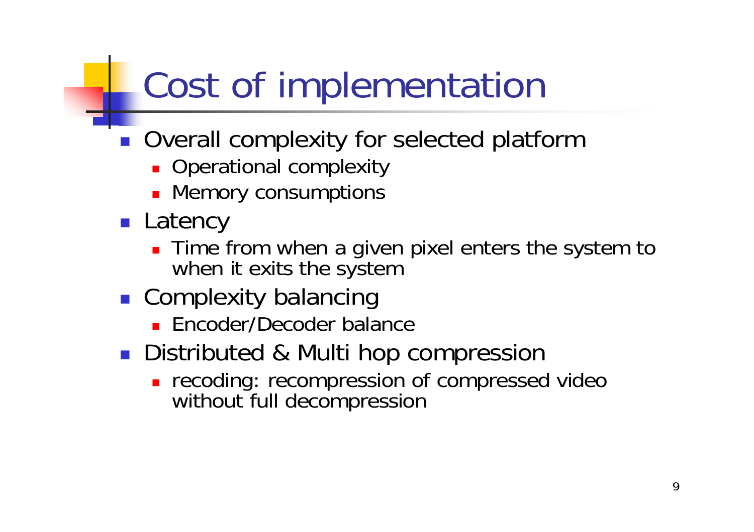# Cost of implementation

- Overall complexity for selected platform
  - Operational complexity
  - Memory consumptions
- Latency
  - Time from when a given pixel enters the system to when it exits the system
- Complexity balancing
  - Encoder/Decoder balance
- Distributed & Multi hop compression
  - recoding: recompression of compressed video without full decompression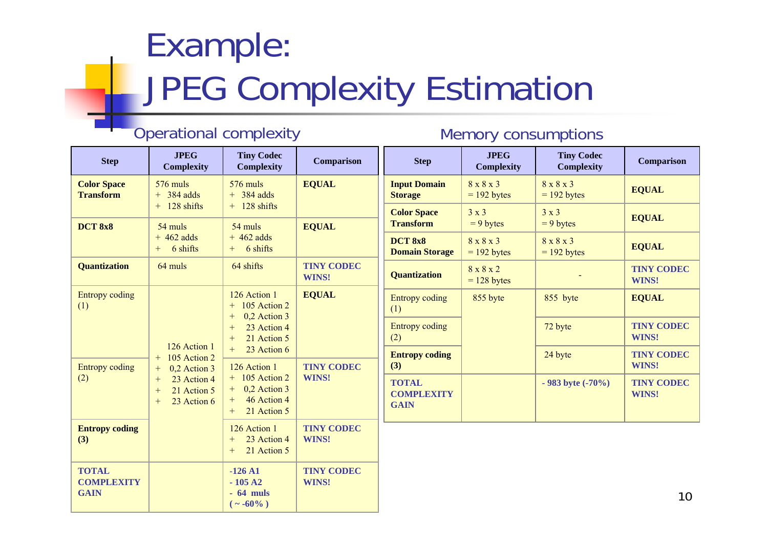# Example: JPEG Complexity Estimation

## Operational complexity

| Step | JPEG Complexity | Tiny Codec Complexity | Comparison |
|---|---|---|---|
| **Color Space Transform** | 576 muls + 384 adds + 128 shifts | 576 muls + 384 adds + 128 shifts | **EQUAL** |
| **DCT 8x8** | 54 muls + 462 adds + 6 shifts | 54 muls + 462 adds + 6 shifts | **EQUAL** |
| **Quantization** | 64 muls | 64 shifts | **TINY CODEC WINS!** |
| Entropy coding (1) | 126 Action 1 + 105 Action 2 + 0,2 Action 3 + 23 Action 4 + 21 Action 5 + 23 Action 6 | 126 Action 1 + 105 Action 2 + 0,2 Action 3 + 23 Action 4 + 21 Action 5 + 23 Action 6 | **EQUAL** |
| Entropy coding (2) | | 126 Action 1 + 105 Action 2 + 0,2 Action 3 + 46 Action 4 + 21 Action 5 | **TINY CODEC WINS!** |
| **Entropy coding (3)** | | 126 Action 1 + 23 Action 4 + 21 Action 5 | **TINY CODEC WINS!** |
| **TOTAL COMPLEXITY GAIN** | | **-126 A1 - 105 A2 - 64 muls ( ~ -60% )** | **TINY CODEC WINS!** |

## Memory consumptions

| Step | JPEG Complexity | Tiny Codec Complexity | Comparison |
|---|---|---|---|
| **Input Domain Storage** | 8 x 8 x 3 = 192 bytes | 8 x 8 x 3 = 192 bytes | **EQUAL** |
| **Color Space Transform** | 3 x 3 = 9 bytes | 3 x 3 = 9 bytes | **EQUAL** |
| **DCT 8x8 Domain Storage** | 8 x 8 x 3 = 192 bytes | 8 x 8 x 3 = 192 bytes | **EQUAL** |
| **Quantization** | 8 x 8 x 2 = 128 bytes | - | **TINY CODEC WINS!** |
| Entropy coding (1) | 855 byte | 855 byte | **EQUAL** |
| Entropy coding (2) | | 72 byte | **TINY CODEC WINS!** |
| **Entropy coding (3)** | | 24 byte | **TINY CODEC WINS!** |
| **TOTAL COMPLEXITY GAIN** | | **- 983 byte (-70%)** | **TINY CODEC WINS!** |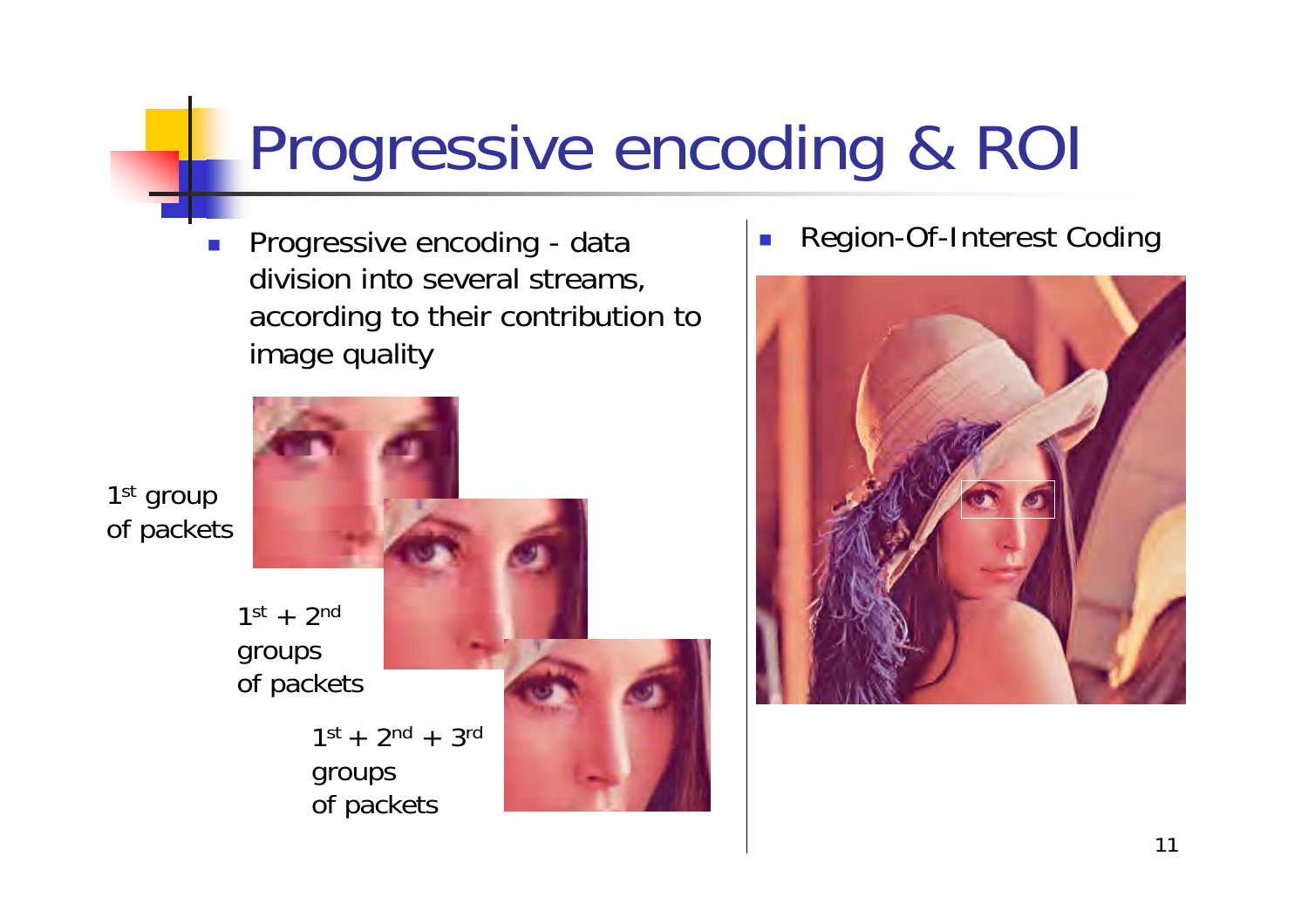# Progressive encoding & ROI

- Progressive encoding - data division into several streams, according to their contribution to image quality

1st group of packets

1st + 2nd groups of packets

1st + 2nd + 3rd groups of packets

- Region-Of-Interest Coding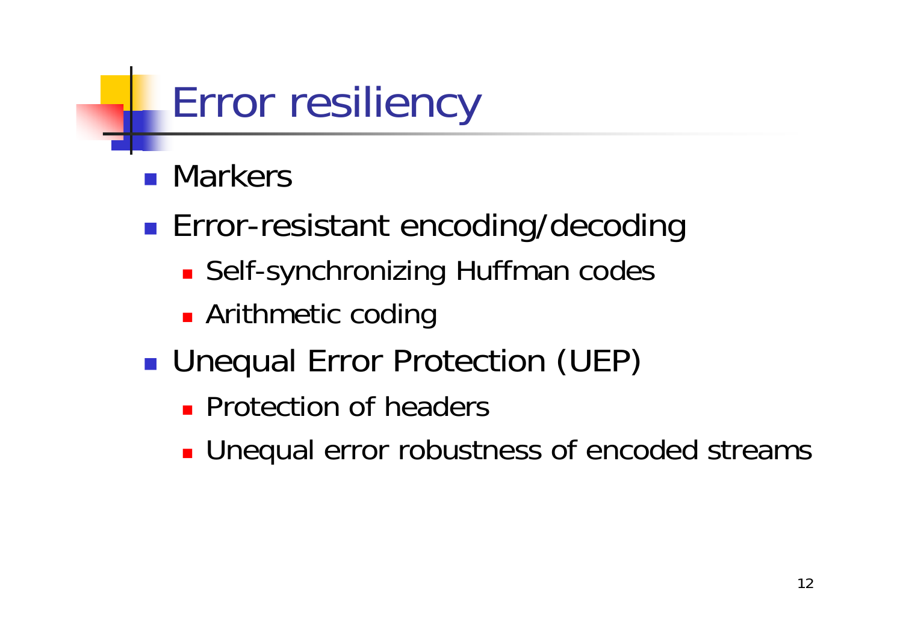# Error resiliency

- Markers
- Error-resistant encoding/decoding
  - Self-synchronizing Huffman codes
  - Arithmetic coding
- Unequal Error Protection (UEP)
  - Protection of headers
  - Unequal error robustness of encoded streams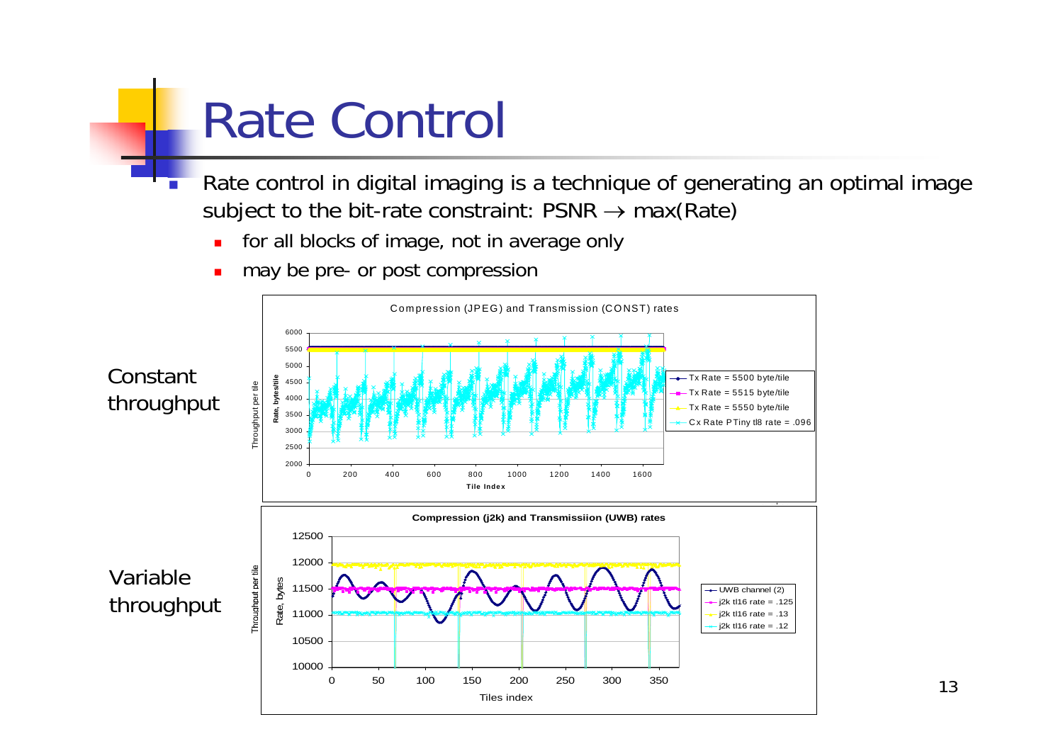# Rate Control

- Rate control in digital imaging is a technique of generating an optimal image subject to the bit-rate constraint: PSNR $\rightarrow$ max(Rate)
  - for all blocks of image, not in average only
  - may be pre- or post compression

Constant throughput

Variable throughput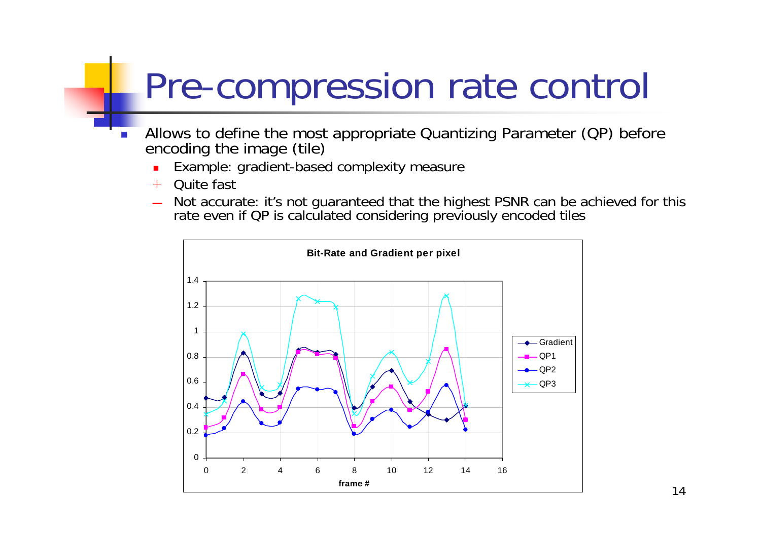# Pre-compression rate control

- Allows to define the most appropriate Quantizing Parameter (QP) before encoding the image (tile)
  - Example: gradient-based complexity measure
  - \+ Quite fast
  - – Not accurate: it's not guaranteed that the highest PSNR can be achieved for this rate even if QP is calculated considering previously encoded tiles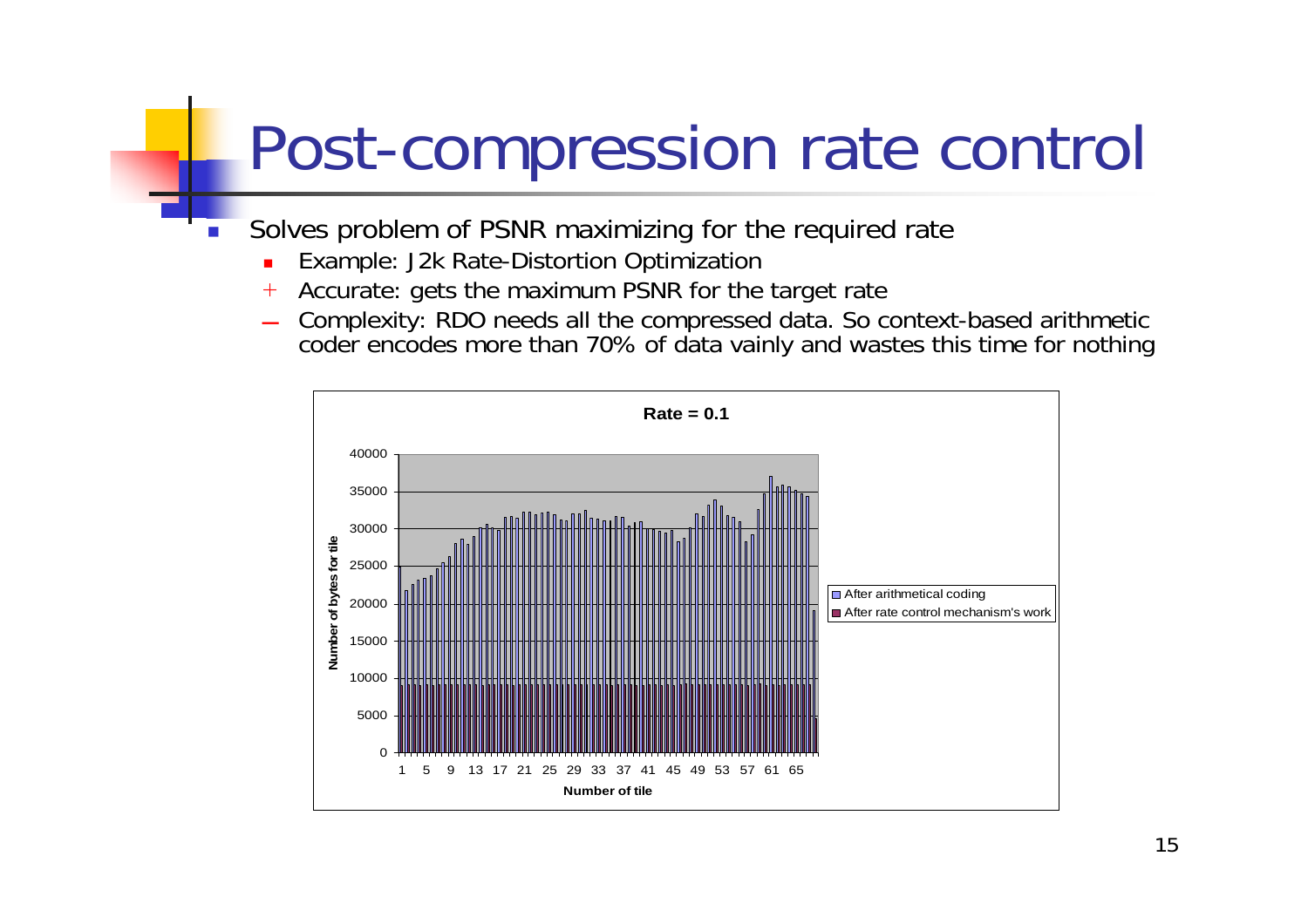# Post-compression rate control

- Solves problem of PSNR maximizing for the required rate
  - Example: J2k Rate-Distortion Optimization
  - \+ Accurate: gets the maximum PSNR for the target rate
  - – Complexity: RDO needs all the compressed data. So context-based arithmetic coder encodes more than 70% of data vainly and wastes this time for nothing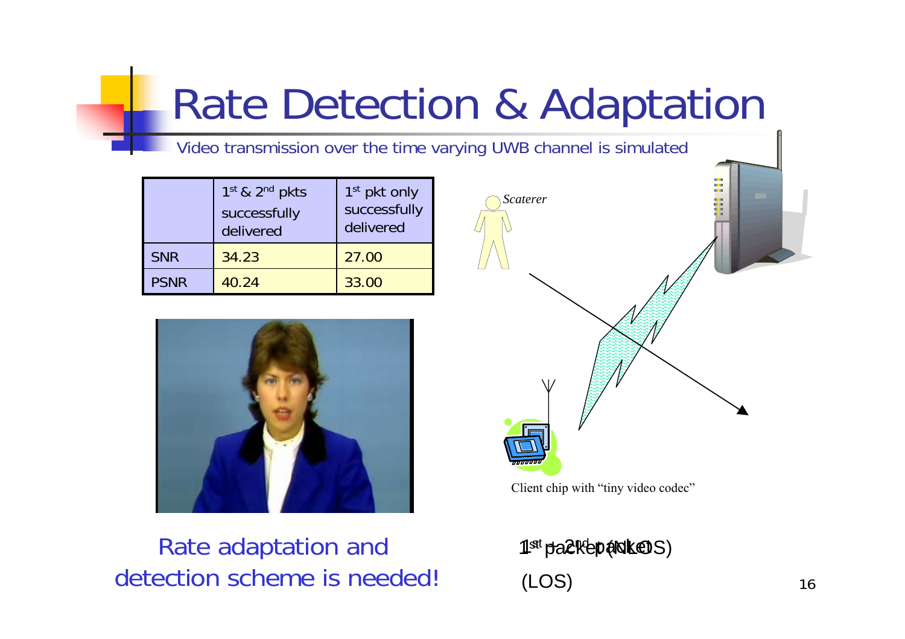# Rate Detection & Adaptation

Video transmission over the time varying UWB channel is simulated

| | $1^{st}$ & $2^{nd}$ pkts successfully delivered | $1^{st}$ pkt only successfully delivered |
|---|---|---|
| SNR | 34.23 | 27.00 |
| PSNR | 40.24 | 33.00 |

*Scaterer*

Client chip with "tiny video codec"

Rate adaptation and detection scheme is needed!

$1^{st}$ + $2^{nd}$ packet (LOS)

$1^{st}$ packet (NLOS)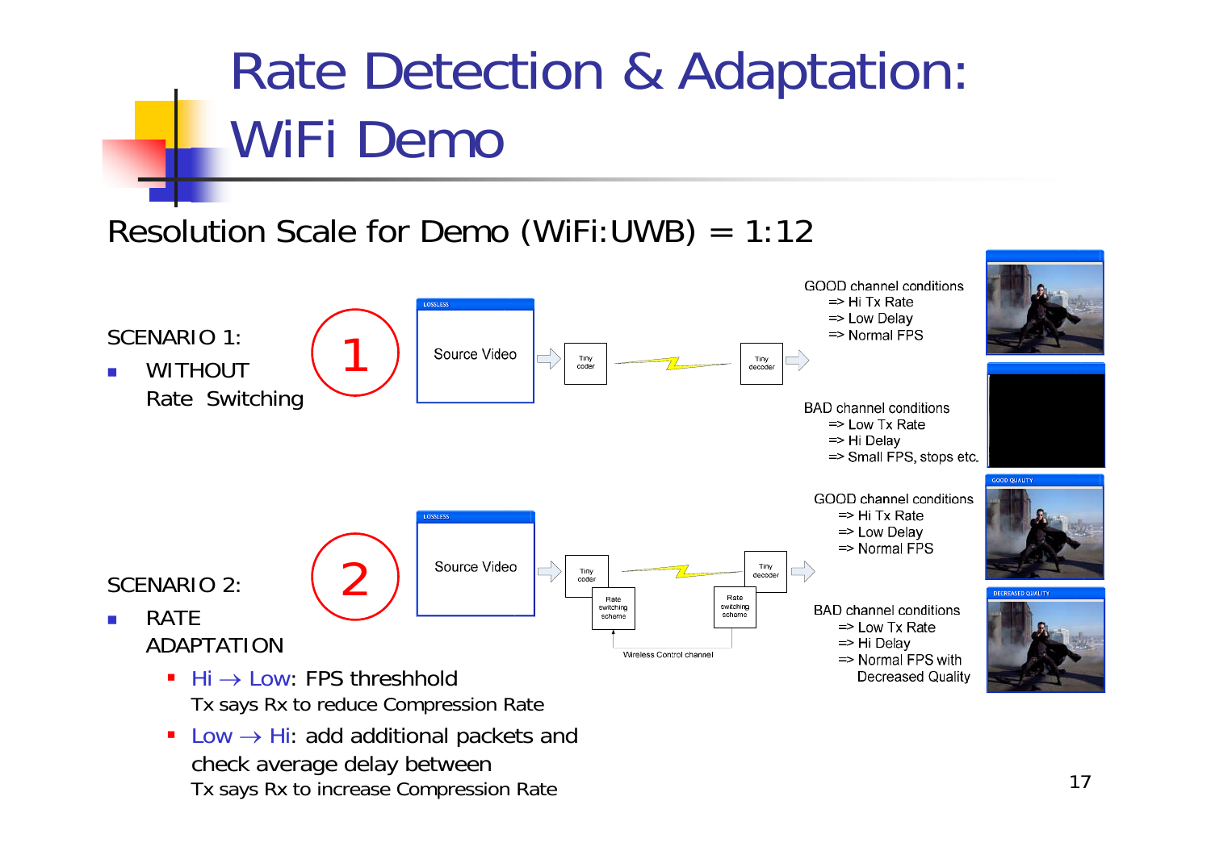# Rate Detection & Adaptation: WiFi Demo

Resolution Scale for Demo (WiFi:UWB) = 1:12

SCENARIO 1:

- WITHOUT Rate Switching

1

LOSSLESS

Source Video

Tiny coder

Tiny decoder

GOOD channel conditions
=> Hi Tx Rate
=> Low Delay
=> Normal FPS

BAD channel conditions
=> Low Tx Rate
=> Hi Delay
=> Small FPS, stops etc.

SCENARIO 2:

- RATE ADAPTATION
  - Hi → Low: FPS threshhold
    Tx says Rx to reduce Compression Rate
  - Low → Hi: add additional packets and check average delay between
    Tx says Rx to increase Compression Rate

2

LOSSLESS

Source Video

Tiny coder

Rate switching scheme

Tiny decoder

Rate switching scheme

Wireless Control channel

GOOD QUALITY

GOOD channel conditions
=> Hi Tx Rate
=> Low Delay
=> Normal FPS

DECREASED QUALITY

BAD channel conditions
=> Low Tx Rate
=> Hi Delay
=> Normal FPS with Decreased Quality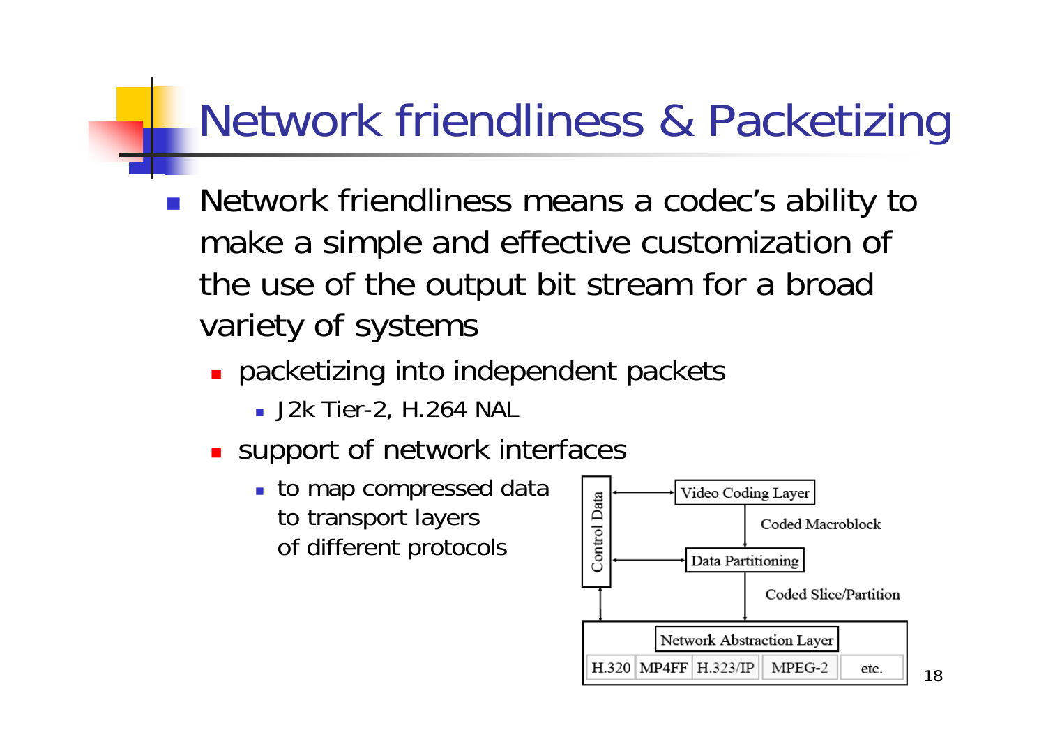# Network friendliness & Packetizing

- Network friendliness means a codec's ability to make a simple and effective customization of the use of the output bit stream for a broad variety of systems
  - packetizing into independent packets
    - J2k Tier-2, H.264 NAL
  - support of network interfaces
    - to map compressed data to transport layers of different protocols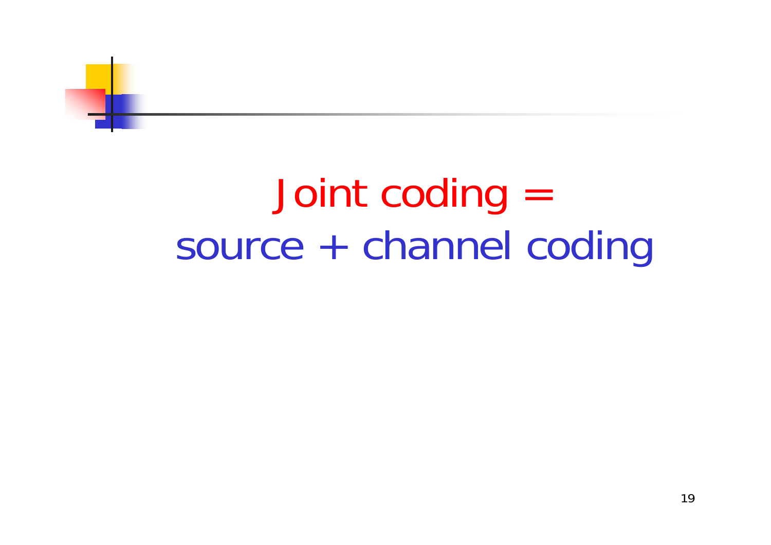# Joint coding =
# source + channel coding